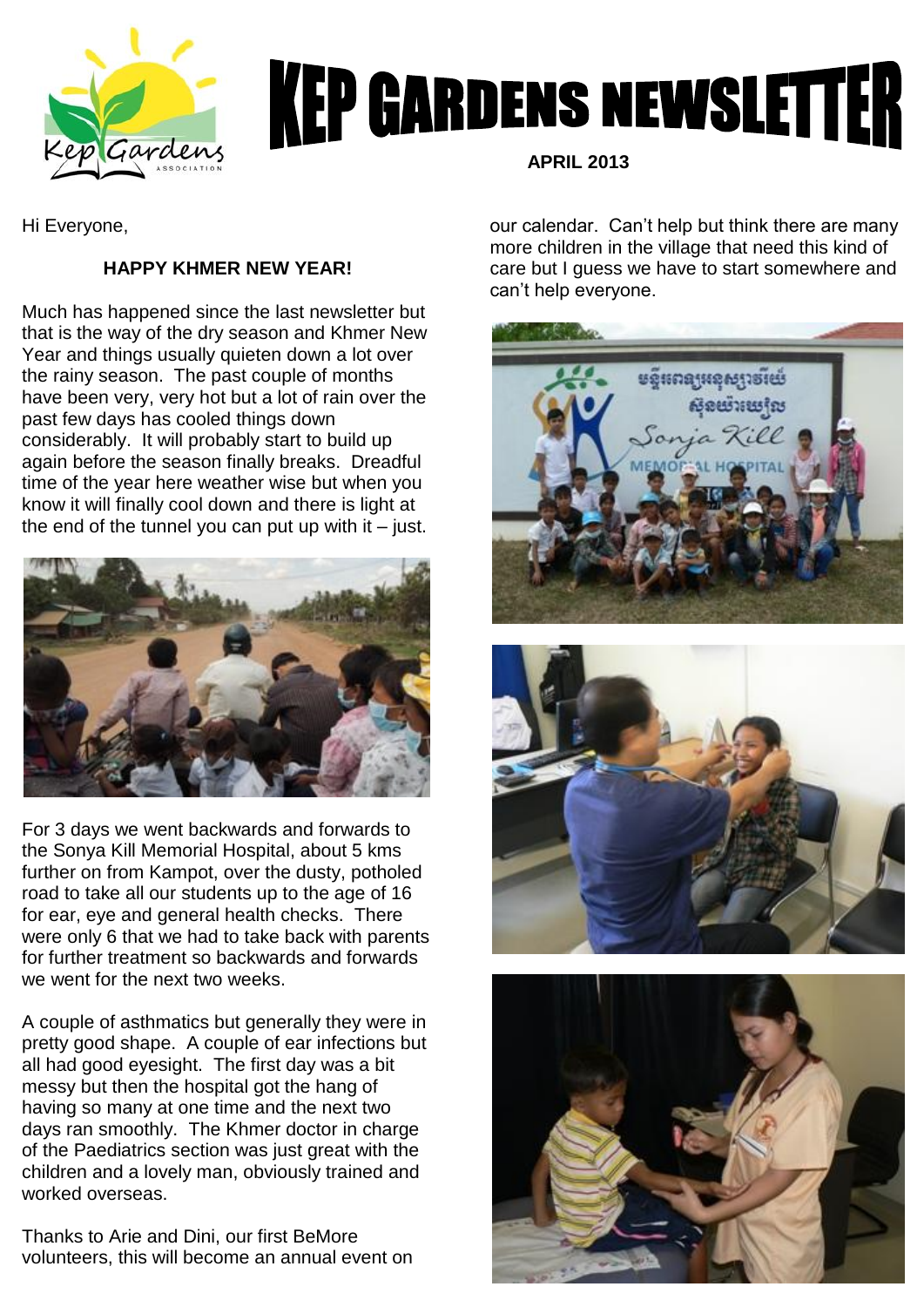# KEP GARDENS NEWSLETTER

**APRIL 2013**

Hi Everyone,

**HAPPY KHMER NEW YEAR!**

Much has happened since the last newsletter but that is the way of the dry season and Khmer New Year and things usually quieten down a lot over the rainy season. The past couple of months have been very, very hot but a lot of rain over the past few days has cooled things down considerably. It will probably start to build up again before the season finally breaks. Dreadful time of the year here weather wise but when you know it will finally cool down and there is light at the end of the tunnel you can put up with it – just.

For 3 days we went backwards and forwards to the Sonya Kill Memorial Hospital, about 5 kms further on from Kampot, over the dusty, potholed road to take all our students up to the age of 16 for ear, eye and general health checks. There were only 6 that we had to take back with parents for further treatment so backwards and forwards we went for the next two weeks.

A couple of asthmatics but generally they were in pretty good shape. A couple of ear infections but all had good eyesight. The first day was a bit messy but then the hospital got the hang of having so many at one time and the next two days ran smoothly. The Khmer doctor in charge of the Paediatrics section was just great with the children and a lovely man, obviously trained and worked overseas.

Thanks to Arie and Dini, our first BeMore volunteers, this will become an annual event on our calendar. Can't help but think there are many more children in the village that need this kind of care but I guess we have to start somewhere and can't help everyone.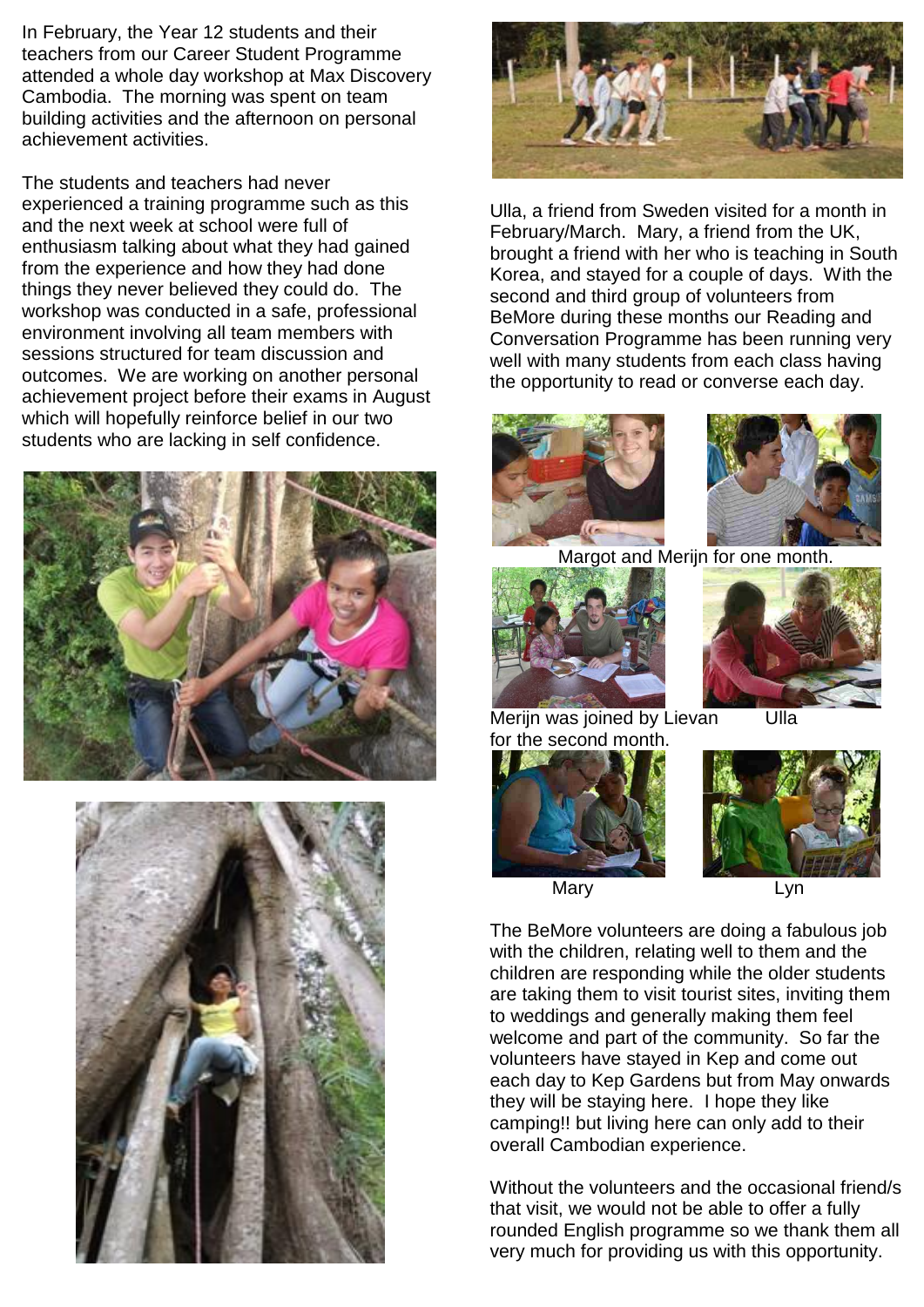In February, the Year 12 students and their teachers from our Career Student Programme attended a whole day workshop at Max Discovery Cambodia. The morning was spent on team building activities and the afternoon on personal achievement activities.

The students and teachers had never experienced a training programme such as this and the next week at school were full of enthusiasm talking about what they had gained from the experience and how they had done things they never believed they could do. The workshop was conducted in a safe, professional environment involving all team members with sessions structured for team discussion and outcomes. We are working on another personal achievement project before their exams in August which will hopefully reinforce belief in our two students who are lacking in self confidence.

Ulla, a friend from Sweden visited for a month in February/March. Mary, a friend from the UK, brought a friend with her who is teaching in South Korea, and stayed for a couple of days. With the second and third group of volunteers from BeMore during these months our Reading and Conversation Programme has been running very well with many students from each class having the opportunity to read or converse each day.

Margot and Merijn for one month.

Merijn was joined by Lievan for the second month.

Ulla

Mary

Lyn

The BeMore volunteers are doing a fabulous job with the children, relating well to them and the children are responding while the older students are taking them to visit tourist sites, inviting them to weddings and generally making them feel welcome and part of the community. So far the volunteers have stayed in Kep and come out each day to Kep Gardens but from May onwards they will be staying here. I hope they like camping!! but living here can only add to their overall Cambodian experience.

Without the volunteers and the occasional friend/s that visit, we would not be able to offer a fully rounded English programme so we thank them all very much for providing us with this opportunity.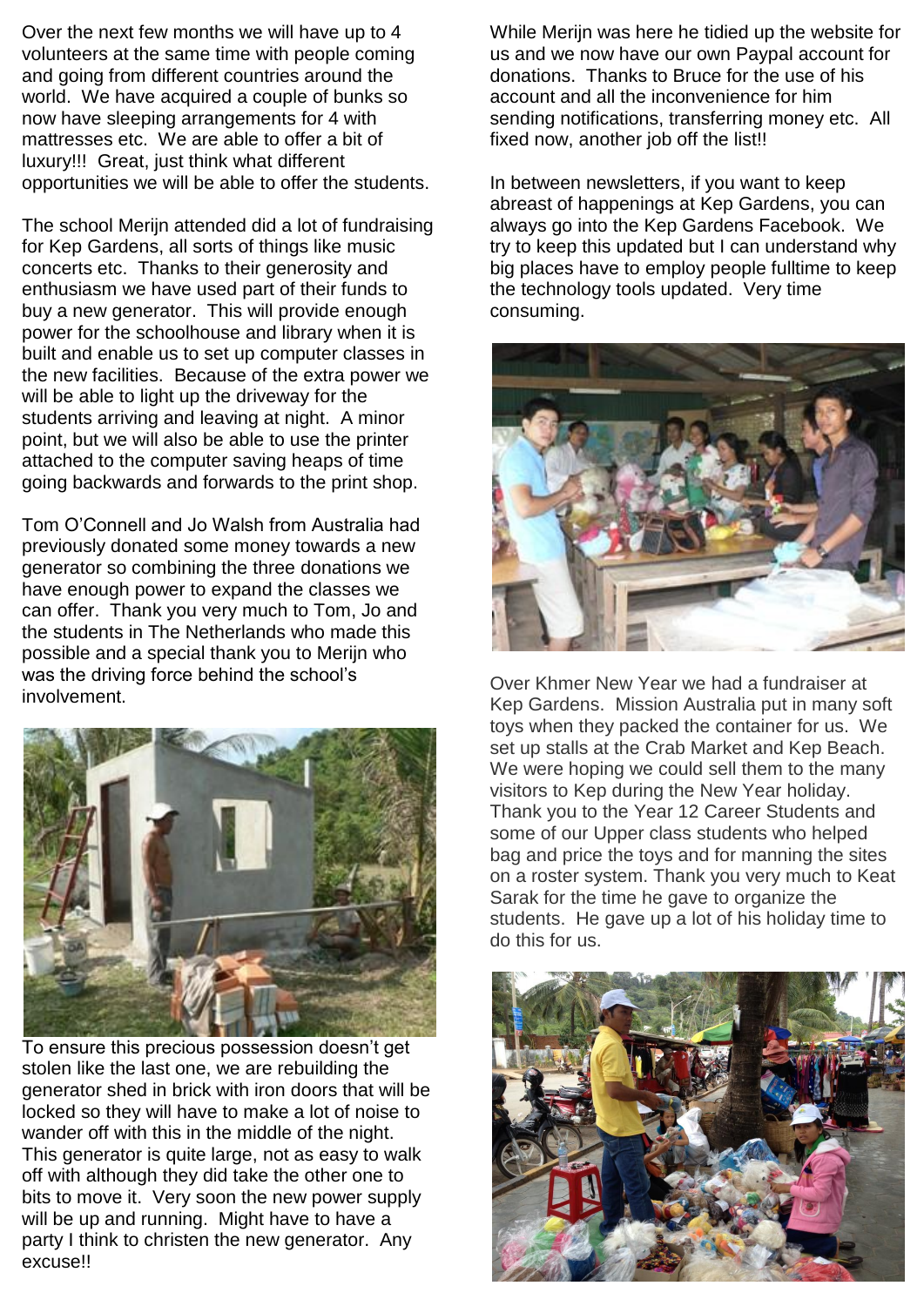Over the next few months we will have up to 4 volunteers at the same time with people coming and going from different countries around the world. We have acquired a couple of bunks so now have sleeping arrangements for 4 with mattresses etc. We are able to offer a bit of luxury!!! Great, just think what different opportunities we will be able to offer the students.

The school Merijn attended did a lot of fundraising for Kep Gardens, all sorts of things like music concerts etc. Thanks to their generosity and enthusiasm we have used part of their funds to buy a new generator. This will provide enough power for the schoolhouse and library when it is built and enable us to set up computer classes in the new facilities. Because of the extra power we will be able to light up the driveway for the students arriving and leaving at night. A minor point, but we will also be able to use the printer attached to the computer saving heaps of time going backwards and forwards to the print shop.

Tom O'Connell and Jo Walsh from Australia had previously donated some money towards a new generator so combining the three donations we have enough power to expand the classes we can offer. Thank you very much to Tom, Jo and the students in The Netherlands who made this possible and a special thank you to Merijn who was the driving force behind the school's involvement.

To ensure this precious possession doesn't get stolen like the last one, we are rebuilding the generator shed in brick with iron doors that will be locked so they will have to make a lot of noise to wander off with this in the middle of the night. This generator is quite large, not as easy to walk off with although they did take the other one to bits to move it. Very soon the new power supply will be up and running. Might have to have a party I think to christen the new generator. Any excuse!!

While Merijn was here he tidied up the website for us and we now have our own Paypal account for donations. Thanks to Bruce for the use of his account and all the inconvenience for him sending notifications, transferring money etc. All fixed now, another job off the list!!

In between newsletters, if you want to keep abreast of happenings at Kep Gardens, you can always go into the Kep Gardens Facebook. We try to keep this updated but I can understand why big places have to employ people fulltime to keep the technology tools updated. Very time consuming.

Over Khmer New Year we had a fundraiser at Kep Gardens. Mission Australia put in many soft toys when they packed the container for us. We set up stalls at the Crab Market and Kep Beach. We were hoping we could sell them to the many visitors to Kep during the New Year holiday. Thank you to the Year 12 Career Students and some of our Upper class students who helped bag and price the toys and for manning the sites on a roster system. Thank you very much to Keat Sarak for the time he gave to organize the students. He gave up a lot of his holiday time to do this for us.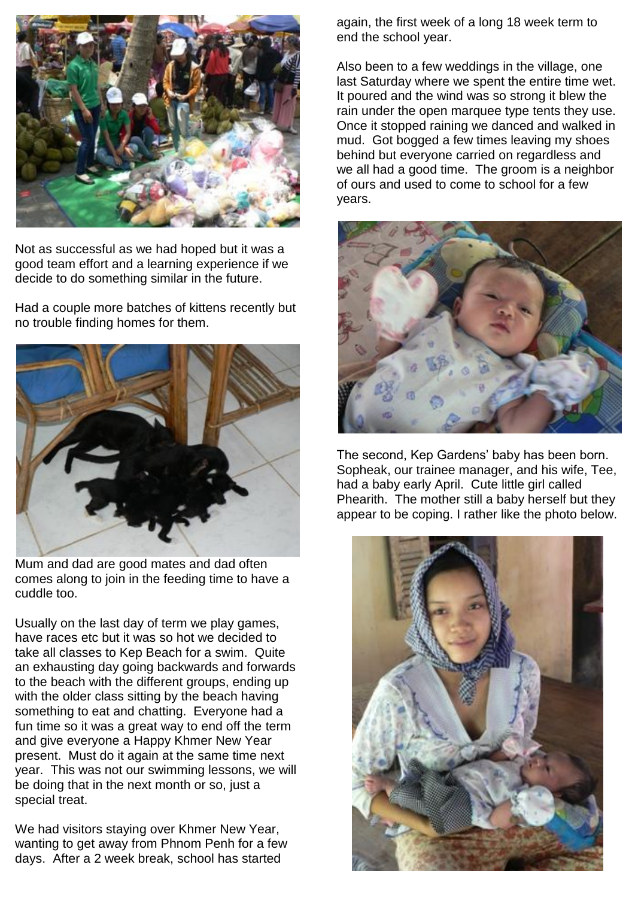Not as successful as we had hoped but it was a good team effort and a learning experience if we decide to do something similar in the future.

Had a couple more batches of kittens recently but no trouble finding homes for them.

Mum and dad are good mates and dad often comes along to join in the feeding time to have a cuddle too.

Usually on the last day of term we play games, have races etc but it was so hot we decided to take all classes to Kep Beach for a swim. Quite an exhausting day going backwards and forwards to the beach with the different groups, ending up with the older class sitting by the beach having something to eat and chatting. Everyone had a fun time so it was a great way to end off the term and give everyone a Happy Khmer New Year present. Must do it again at the same time next year. This was not our swimming lessons, we will be doing that in the next month or so, just a special treat.

We had visitors staying over Khmer New Year, wanting to get away from Phnom Penh for a few days. After a 2 week break, school has started again, the first week of a long 18 week term to end the school year.

Also been to a few weddings in the village, one last Saturday where we spent the entire time wet. It poured and the wind was so strong it blew the rain under the open marquee type tents they use. Once it stopped raining we danced and walked in mud. Got bogged a few times leaving my shoes behind but everyone carried on regardless and we all had a good time. The groom is a neighbor of ours and used to come to school for a few years.

The second, Kep Gardens' baby has been born. Sopheak, our trainee manager, and his wife, Tee, had a baby early April. Cute little girl called Phearith. The mother still a baby herself but they appear to be coping. I rather like the photo below.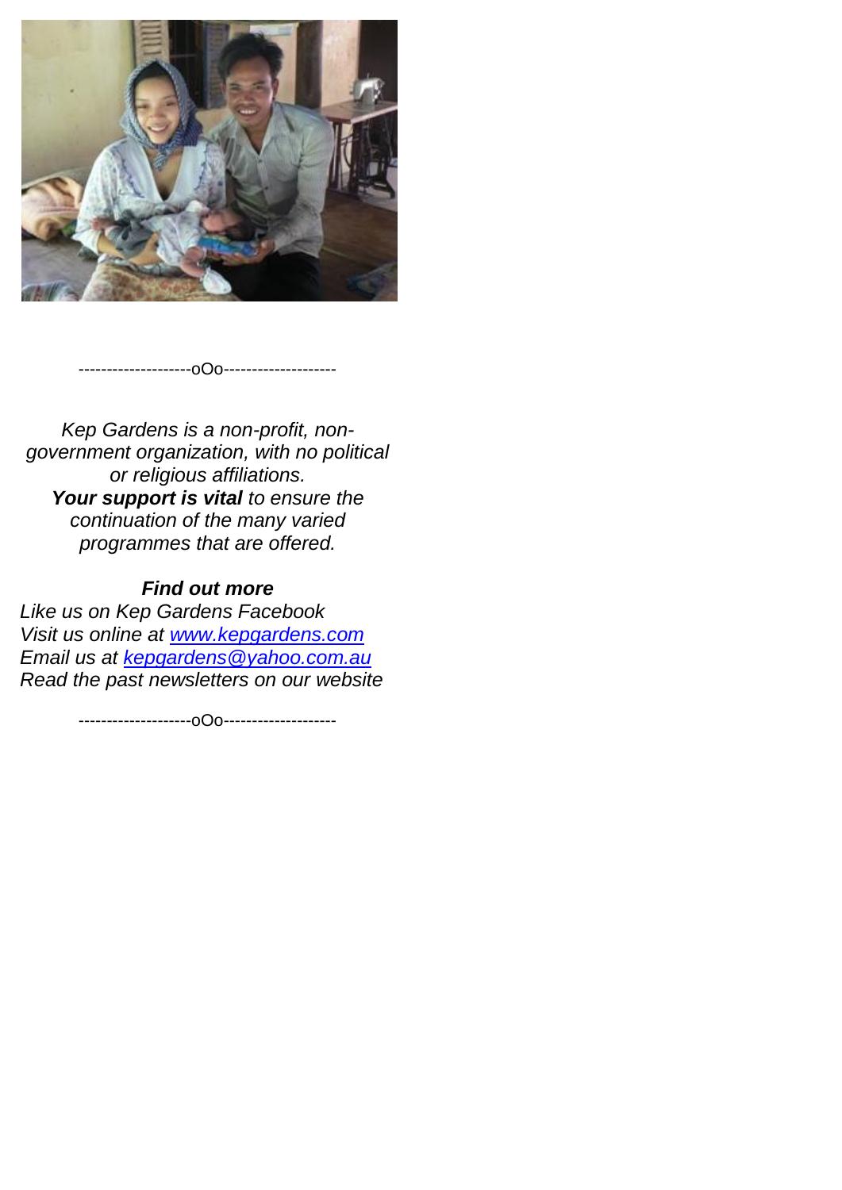--------------------oOo--------------------

*Kep Gardens is a non-profit, non-government organization, with no political or religious affiliations.*
***Your support is vital*** *to ensure the continuation of the many varied programmes that are offered.*

***Find out more***

*Like us on Kep Gardens Facebook*
*Visit us online at [www.kepgardens.com](http://www.kepgardens.com)*
*Email us at [kepgardens@yahoo.com.au](mailto:kepgardens@yahoo.com.au)*
*Read the past newsletters on our website*

--------------------oOo--------------------